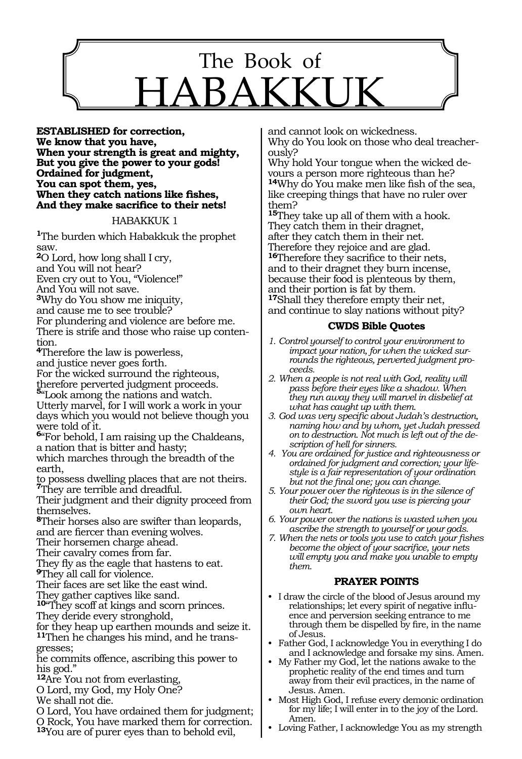# The Book of HABAKKUK

**ESTABLISHED for correction,**
**We know that you have,**
**When your strength is great and mighty,**
**But you give the power to your gods!**
**Ordained for judgment,**
**You can spot them, yes,**
**When they catch nations like fishes,**
**And they make sacrifice to their nets!**

## HABAKKUK 1

**1**The burden which Habakkuk the prophet saw.
**2**O Lord, how long shall I cry,
and You will not hear?
Even cry out to You, "Violence!"
And You will not save.
**3**Why do You show me iniquity,
and cause me to see trouble?
For plundering and violence are before me.
There is strife and those who raise up contention.
**4**Therefore the law is powerless,
and justice never goes forth.
For the wicked surround the righteous,
therefore perverted judgment proceeds.
**5**"Look among the nations and watch.
Utterly marvel, for I will work a work in your days which you would not believe though you were told of it.
**6**"For behold, I am raising up the Chaldeans,
a nation that is bitter and hasty;
which marches through the breadth of the earth,
to possess dwelling places that are not theirs.
**7**They are terrible and dreadful.
Their judgment and their dignity proceed from themselves.
**8**Their horses also are swifter than leopards,
and are fiercer than evening wolves.
Their horsemen charge ahead.
Their cavalry comes from far.
They fly as the eagle that hastens to eat.
**9**They all call for violence.
Their faces are set like the east wind.
They gather captives like sand.
**10**"They scoff at kings and scorn princes.
They deride every stronghold,
for they heap up earthen mounds and seize it.
**11**Then he changes his mind, and he transgresses;
he commits offence, ascribing this power to his god."
**12**Are You not from everlasting,
O Lord, my God, my Holy One?
We shall not die.
O Lord, You have ordained them for judgment;
O Rock, You have marked them for correction.
**13**You are of purer eyes than to behold evil,
and cannot look on wickedness.
Why do You look on those who deal treacherously?
Why hold Your tongue when the wicked devours a person more righteous than he?
**14**Why do You make men like fish of the sea,
like creeping things that have no ruler over them?
**15**They take up all of them with a hook.
They catch them in their dragnet,
after they catch them in their net.
Therefore they rejoice and are glad.
**16**Therefore they sacrifice to their nets,
and to their dragnet they burn incense,
because their food is plenteous by them,
and their portion is fat by them.
**17**Shall they therefore empty their net,
and continue to slay nations without pity?

### CWDS Bible Quotes

1. *Control yourself to control your environment to impact your nation, for when the wicked surrounds the righteous, perverted judgment proceeds.*
2. *When a people is not real with God, reality will pass before their eyes like a shadow. When they run away they will marvel in disbelief at what has caught up with them.*
3. *God was very specific about Judah's destruction, naming how and by whom, yet Judah pressed on to destruction. Not much is left out of the description of hell for sinners.*
4. *You are ordained for justice and righteousness or ordained for judgment and correction; your lifestyle is a fair representation of your ordination but not the final one; you can change.*
5. *Your power over the righteous is in the silence of their God; the sword you use is piercing your own heart.*
6. *Your power over the nations is wasted when you ascribe the strength to yourself or your gods.*
7. *When the nets or tools you use to catch your fishes become the object of your sacrifice, your nets will empty you and make you unable to empty them.*

### PRAYER POINTS

- I draw the circle of the blood of Jesus around my relationships; let every spirit of negative influence and perversion seeking entrance to me through them be dispelled by fire, in the name of Jesus.
- Father God, I acknowledge You in everything I do and I acknowledge and forsake my sins. Amen.
- My Father my God, let the nations awake to the prophetic reality of the end times and turn away from their evil practices, in the name of Jesus. Amen.
- Most High God, I refuse every demonic ordination for my life; I will enter in to the joy of the Lord. Amen.
- Loving Father, I acknowledge You as my strength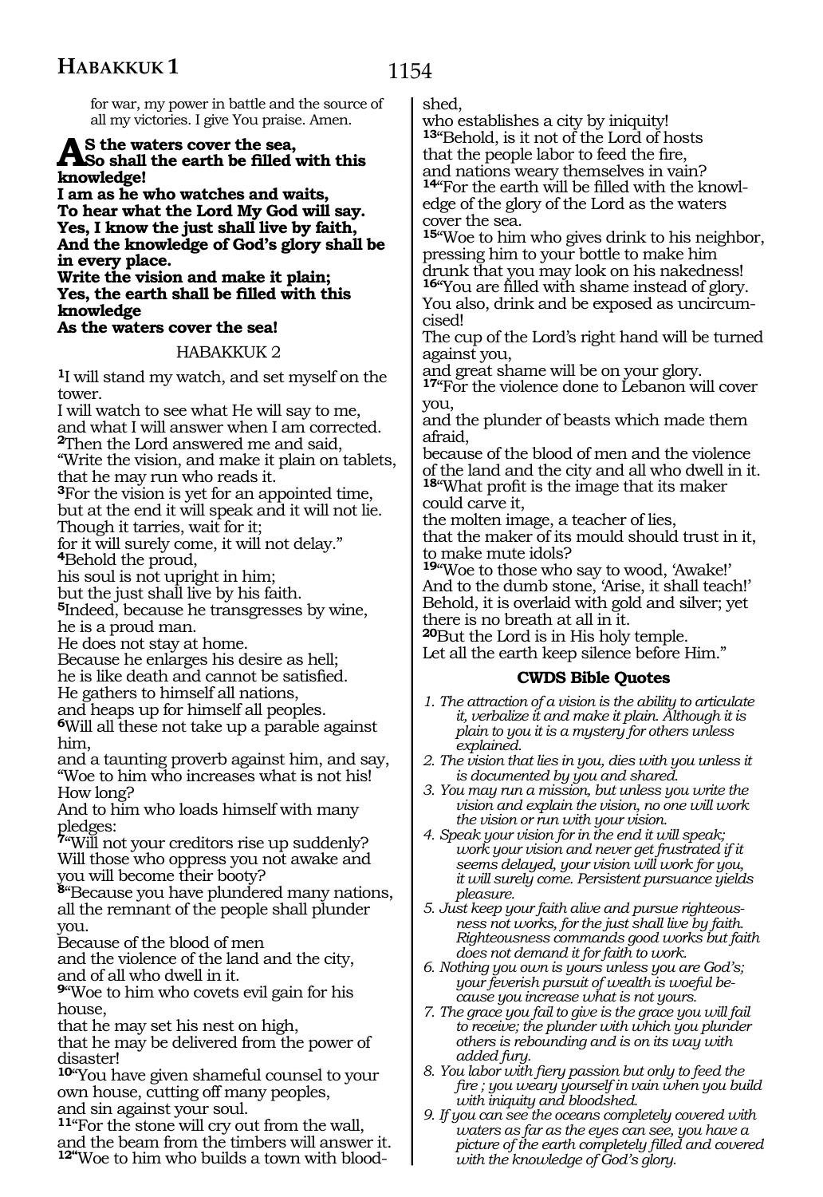for war, my power in battle and the source of all my victories. I give You praise. Amen.

**AS the waters cover the sea,**
**So shall the earth be filled with this knowledge!**
**I am as he who watches and waits,**
**To hear what the Lord My God will say.**
**Yes, I know the just shall live by faith,**
**And the knowledge of God's glory shall be in every place.**
**Write the vision and make it plain;**
**Yes, the earth shall be filled with this knowledge**
**As the waters cover the sea!**

## HABAKKUK 2

1I will stand my watch, and set myself on the tower.
I will watch to see what He will say to me,
and what I will answer when I am corrected.
2Then the Lord answered me and said,
"Write the vision, and make it plain on tablets,
that he may run who reads it.
3For the vision is yet for an appointed time,
but at the end it will speak and it will not lie.
Though it tarries, wait for it;
for it will surely come, it will not delay."
4Behold the proud,
his soul is not upright in him;
but the just shall live by his faith.
5Indeed, because he transgresses by wine,
he is a proud man.
He does not stay at home.
Because he enlarges his desire as hell;
he is like death and cannot be satisfied.
He gathers to himself all nations,
and heaps up for himself all peoples.
6Will all these not take up a parable against him,
and a taunting proverb against him, and say,
"Woe to him who increases what is not his!
How long?
And to him who loads himself with many pledges:
7"Will not your creditors rise up suddenly?
Will those who oppress you not awake and you will become their booty?
8"Because you have plundered many nations,
all the remnant of the people shall plunder you.
Because of the blood of men
and the violence of the land and the city,
and of all who dwell in it.
9"Woe to him who covets evil gain for his house,
that he may set his nest on high,
that he may be delivered from the power of disaster!
10"You have given shameful counsel to your own house, cutting off many peoples,
and sin against your soul.
11"For the stone will cry out from the wall,
and the beam from the timbers will answer it.
12"Woe to him who builds a town with bloodshed,
who establishes a city by iniquity!
13"Behold, is it not of the Lord of hosts
that the people labor to feed the fire,
and nations weary themselves in vain?
14"For the earth will be filled with the knowledge of the glory of the Lord as the waters cover the sea.
15"Woe to him who gives drink to his neighbor,
pressing him to your bottle to make him drunk that you may look on his nakedness!
16"You are filled with shame instead of glory.
You also, drink and be exposed as uncircumcised!
The cup of the Lord's right hand will be turned against you,
and great shame will be on your glory.
17"For the violence done to Lebanon will cover you,
and the plunder of beasts which made them afraid,
because of the blood of men and the violence of the land and the city and all who dwell in it.
18"What profit is the image that its maker could carve it,
the molten image, a teacher of lies,
that the maker of its mould should trust in it,
to make mute idols?
19"Woe to those who say to wood, 'Awake!'
And to the dumb stone, 'Arise, it shall teach!'
Behold, it is overlaid with gold and silver; yet there is no breath at all in it.
20But the Lord is in His holy temple.
Let all the earth keep silence before Him."

### CWDS Bible Quotes

1. *The attraction of a vision is the ability to articulate it, verbalize it and make it plain. Although it is plain to you it is a mystery for others unless explained.*
2. *The vision that lies in you, dies with you unless it is documented by you and shared.*
3. *You may run a mission, but unless you write the vision and explain the vision, no one will work the vision or run with your vision.*
4. *Speak your vision for in the end it will speak; work your vision and never get frustrated if it seems delayed, your vision will work for you, it will surely come. Persistent pursuance yields pleasure.*
5. *Just keep your faith alive and pursue righteousness not works, for the just shall live by faith. Righteousness commands good works but faith does not demand it for faith to work.*
6. *Nothing you own is yours unless you are God's; your feverish pursuit of wealth is woeful because you increase what is not yours.*
7. *The grace you fail to give is the grace you will fail to receive; the plunder with which you plunder others is rebounding and is on its way with added fury.*
8. *You labor with fiery passion but only to feed the fire ; you weary yourself in vain when you build with iniquity and bloodshed.*
9. *If you can see the oceans completely covered with waters as far as the eyes can see, you have a picture of the earth completely filled and covered with the knowledge of God's glory.*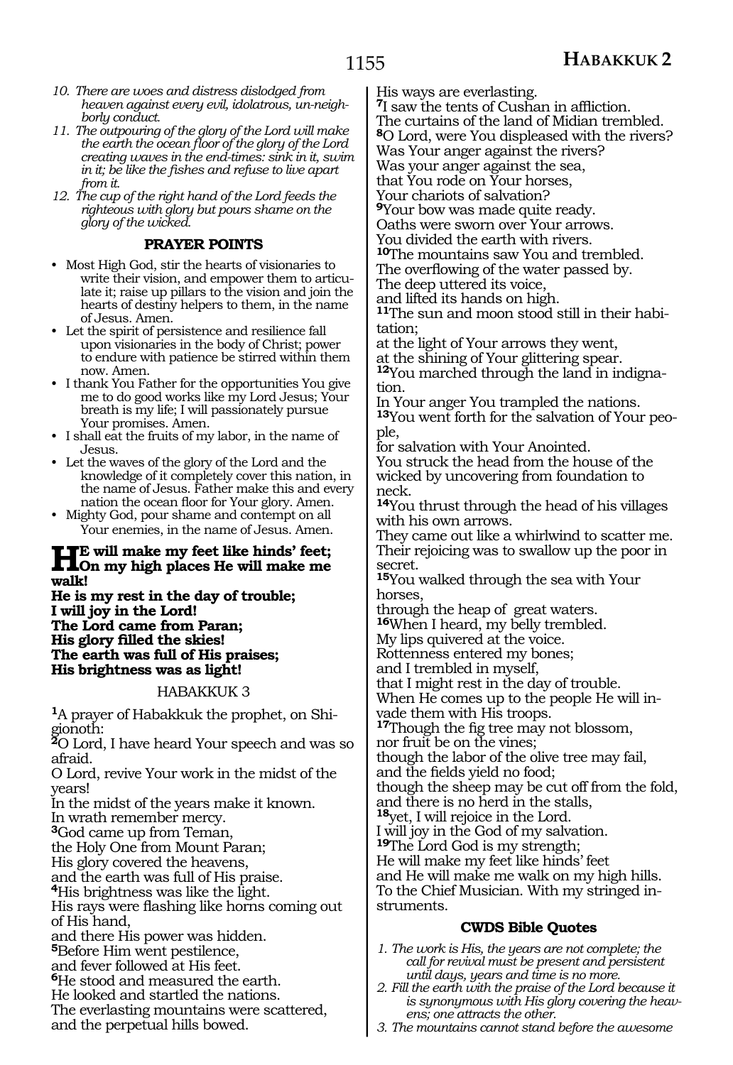*10. There are woes and distress dislodged from heaven against every evil, idolatrous, un-neighborly conduct.*

*11. The outpouring of the glory of the Lord will make the earth the ocean floor of the glory of the Lord creating waves in the end-times: sink in it, swim in it; be like the fishes and refuse to live apart from it.*

*12. The cup of the right hand of the Lord feeds the righteous with glory but pours shame on the glory of the wicked.*

### PRAYER POINTS

- Most High God, stir the hearts of visionaries to write their vision, and empower them to articulate it; raise up pillars to the vision and join the hearts of destiny helpers to them, in the name of Jesus. Amen.
- Let the spirit of persistence and resilience fall upon visionaries in the body of Christ; power to endure with patience be stirred within them now. Amen.
- I thank You Father for the opportunities You give me to do good works like my Lord Jesus; Your breath is my life; I will passionately pursue Your promises. Amen.
- I shall eat the fruits of my labor, in the name of Jesus.
- Let the waves of the glory of the Lord and the knowledge of it completely cover this nation, in the name of Jesus. Father make this and every nation the ocean floor for Your glory. Amen.
- Mighty God, pour shame and contempt on all Your enemies, in the name of Jesus. Amen.

**HE will make my feet like hinds' feet;
On my high places He will make me walk!
He is my rest in the day of trouble;
I will joy in the Lord!
The Lord came from Paran;
His glory filled the skies!
The earth was full of His praises;
His brightness was as light!**

## HABAKKUK 3

**1**A prayer of Habakkuk the prophet, on Shigionoth:
**2**O Lord, I have heard Your speech and was so afraid.
O Lord, revive Your work in the midst of the years!
In the midst of the years make it known.
In wrath remember mercy.
**3**God came up from Teman,
the Holy One from Mount Paran;
His glory covered the heavens,
and the earth was full of His praise.
**4**His brightness was like the light.
His rays were flashing like horns coming out of His hand,
and there His power was hidden.
**5**Before Him went pestilence,
and fever followed at His feet.
**6**He stood and measured the earth.
He looked and startled the nations.
The everlasting mountains were scattered,
and the perpetual hills bowed.
His ways are everlasting.
**7**I saw the tents of Cushan in affliction.
The curtains of the land of Midian trembled.
**8**O Lord, were You displeased with the rivers?
Was Your anger against the rivers?
Was your anger against the sea,
that You rode on Your horses,
Your chariots of salvation?
**9**Your bow was made quite ready.
Oaths were sworn over Your arrows.
You divided the earth with rivers.
**10**The mountains saw You and trembled.
The overflowing of the water passed by.
The deep uttered its voice,
and lifted its hands on high.
**11**The sun and moon stood still in their habitation;
at the light of Your arrows they went,
at the shining of Your glittering spear.
**12**You marched through the land in indignation.
In Your anger You trampled the nations.
**13**You went forth for the salvation of Your people,
for salvation with Your Anointed.
You struck the head from the house of the wicked by uncovering from foundation to neck.
**14**You thrust through the head of his villages with his own arrows.
They came out like a whirlwind to scatter me.
Their rejoicing was to swallow up the poor in secret.
**15**You walked through the sea with Your horses,
through the heap of great waters.
**16**When I heard, my belly trembled.
My lips quivered at the voice.
Rottenness entered my bones;
and I trembled in myself,
that I might rest in the day of trouble.
When He comes up to the people He will invade them with His troops.
**17**Though the fig tree may not blossom,
nor fruit be on the vines;
though the labor of the olive tree may fail,
and the fields yield no food;
though the sheep may be cut off from the fold,
and there is no herd in the stalls,
**18**yet, I will rejoice in the Lord.
I will joy in the God of my salvation.
**19**The Lord God is my strength;
He will make my feet like hinds' feet
and He will make me walk on my high hills.
To the Chief Musician. With my stringed instruments.

### CWDS Bible Quotes

*1. The work is His, the years are not complete; the call for revival must be present and persistent until days, years and time is no more.*

*2. Fill the earth with the praise of the Lord because it is synonymous with His glory covering the heavens; one attracts the other.*

*3. The mountains cannot stand before the awesome*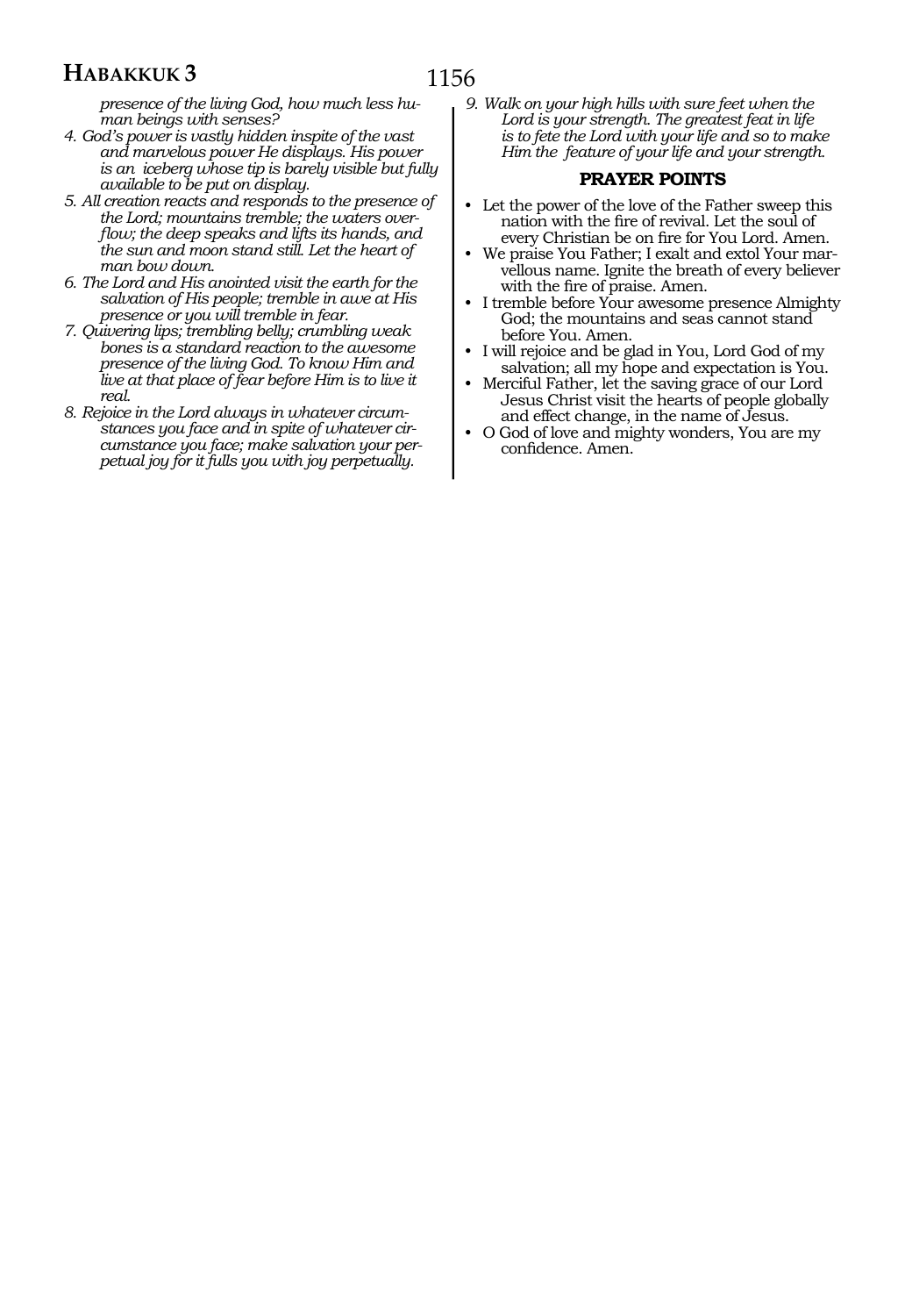*presence of the living God, how much less human beings with senses?*

4. *God's power is vastly hidden inspite of the vast and marvelous power He displays. His power is an iceberg whose tip is barely visible but fully available to be put on display.*
5. *All creation reacts and responds to the presence of the Lord; mountains tremble; the waters overflow; the deep speaks and lifts its hands, and the sun and moon stand still. Let the heart of man bow down.*
6. *The Lord and His anointed visit the earth for the salvation of His people; tremble in awe at His presence or you will tremble in fear.*
7. *Quivering lips; trembling belly; crumbling weak bones is a standard reaction to the awesome presence of the living God. To know Him and live at that place of fear before Him is to live it real.*
8. *Rejoice in the Lord always in whatever circumstances you face and in spite of whatever circumstance you face; make salvation your perpetual joy for it fulls you with joy perpetually.*
9. *Walk on your high hills with sure feet when the Lord is your strength. The greatest feat in life is to fete the Lord with your life and so to make Him the feature of your life and your strength.*

### PRAYER POINTS

- Let the power of the love of the Father sweep this nation with the fire of revival. Let the soul of every Christian be on fire for You Lord. Amen.
- We praise You Father; I exalt and extol Your marvellous name. Ignite the breath of every believer with the fire of praise. Amen.
- I tremble before Your awesome presence Almighty God; the mountains and seas cannot stand before You. Amen.
- I will rejoice and be glad in You, Lord God of my salvation; all my hope and expectation is You.
- Merciful Father, let the saving grace of our Lord Jesus Christ visit the hearts of people globally and effect change, in the name of Jesus.
- O God of love and mighty wonders, You are my confidence. Amen.